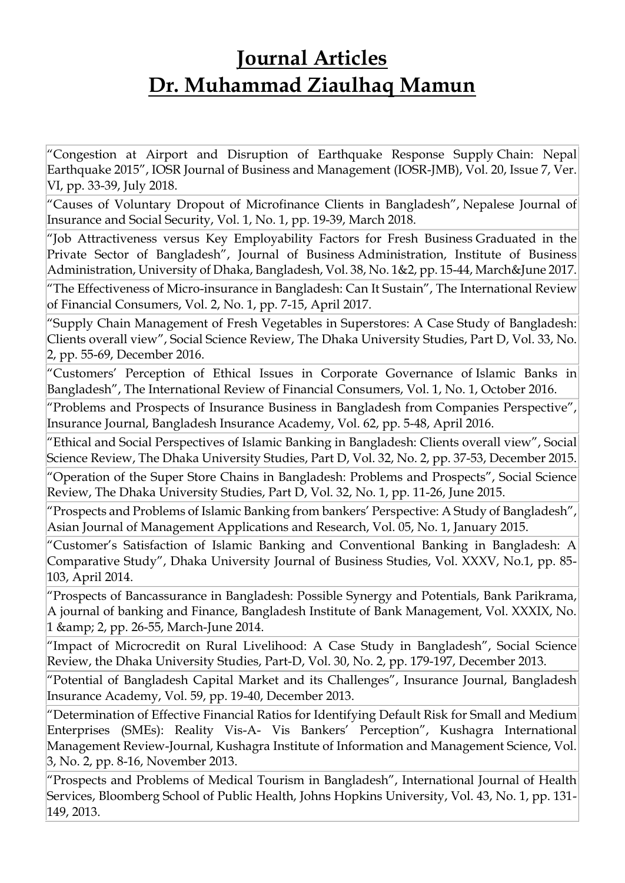# Journal Articles
# Dr. Muhammad Ziaulhaq Mamun

| |
|---|
| "Congestion at Airport and Disruption of Earthquake Response Supply Chain: Nepal Earthquake 2015", IOSR Journal of Business and Management (IOSR-JMB), Vol. 20, Issue 7, Ver. VI, pp. 33-39, July 2018. |
| "Causes of Voluntary Dropout of Microfinance Clients in Bangladesh", Nepalese Journal of Insurance and Social Security, Vol. 1, No. 1, pp. 19-39, March 2018. |
| "Job Attractiveness versus Key Employability Factors for Fresh Business Graduated in the Private Sector of Bangladesh", Journal of Business Administration, Institute of Business Administration, University of Dhaka, Bangladesh, Vol. 38, No. 1&2, pp. 15-44, March&June 2017. |
| "The Effectiveness of Micro-insurance in Bangladesh: Can It Sustain", The International Review of Financial Consumers, Vol. 2, No. 1, pp. 7-15, April 2017. |
| "Supply Chain Management of Fresh Vegetables in Superstores: A Case Study of Bangladesh: Clients overall view", Social Science Review, The Dhaka University Studies, Part D, Vol. 33, No. 2, pp. 55-69, December 2016. |
| "Customers' Perception of Ethical Issues in Corporate Governance of Islamic Banks in Bangladesh", The International Review of Financial Consumers, Vol. 1, No. 1, October 2016. |
| "Problems and Prospects of Insurance Business in Bangladesh from Companies Perspective", Insurance Journal, Bangladesh Insurance Academy, Vol. 62, pp. 5-48, April 2016. |
| "Ethical and Social Perspectives of Islamic Banking in Bangladesh: Clients overall view", Social Science Review, The Dhaka University Studies, Part D, Vol. 32, No. 2, pp. 37-53, December 2015. |
| "Operation of the Super Store Chains in Bangladesh: Problems and Prospects", Social Science Review, The Dhaka University Studies, Part D, Vol. 32, No. 1, pp. 11-26, June 2015. |
| "Prospects and Problems of Islamic Banking from bankers' Perspective: A Study of Bangladesh", Asian Journal of Management Applications and Research, Vol. 05, No. 1, January 2015. |
| "Customer's Satisfaction of Islamic Banking and Conventional Banking in Bangladesh: A Comparative Study", Dhaka University Journal of Business Studies, Vol. XXXV, No.1, pp. 85-103, April 2014. |
| "Prospects of Bancassurance in Bangladesh: Possible Synergy and Potentials, Bank Parikrama, A journal of banking and Finance, Bangladesh Institute of Bank Management, Vol. XXXIX, No. 1 &amp; 2, pp. 26-55, March-June 2014. |
| "Impact of Microcredit on Rural Livelihood: A Case Study in Bangladesh", Social Science Review, the Dhaka University Studies, Part-D, Vol. 30, No. 2, pp. 179-197, December 2013. |
| "Potential of Bangladesh Capital Market and its Challenges", Insurance Journal, Bangladesh Insurance Academy, Vol. 59, pp. 19-40, December 2013. |
| "Determination of Effective Financial Ratios for Identifying Default Risk for Small and Medium Enterprises (SMEs): Reality Vis-A- Vis Bankers' Perception", Kushagra International Management Review-Journal, Kushagra Institute of Information and Management Science, Vol. 3, No. 2, pp. 8-16, November 2013. |
| "Prospects and Problems of Medical Tourism in Bangladesh", International Journal of Health Services, Bloomberg School of Public Health, Johns Hopkins University, Vol. 43, No. 1, pp. 131-149, 2013. |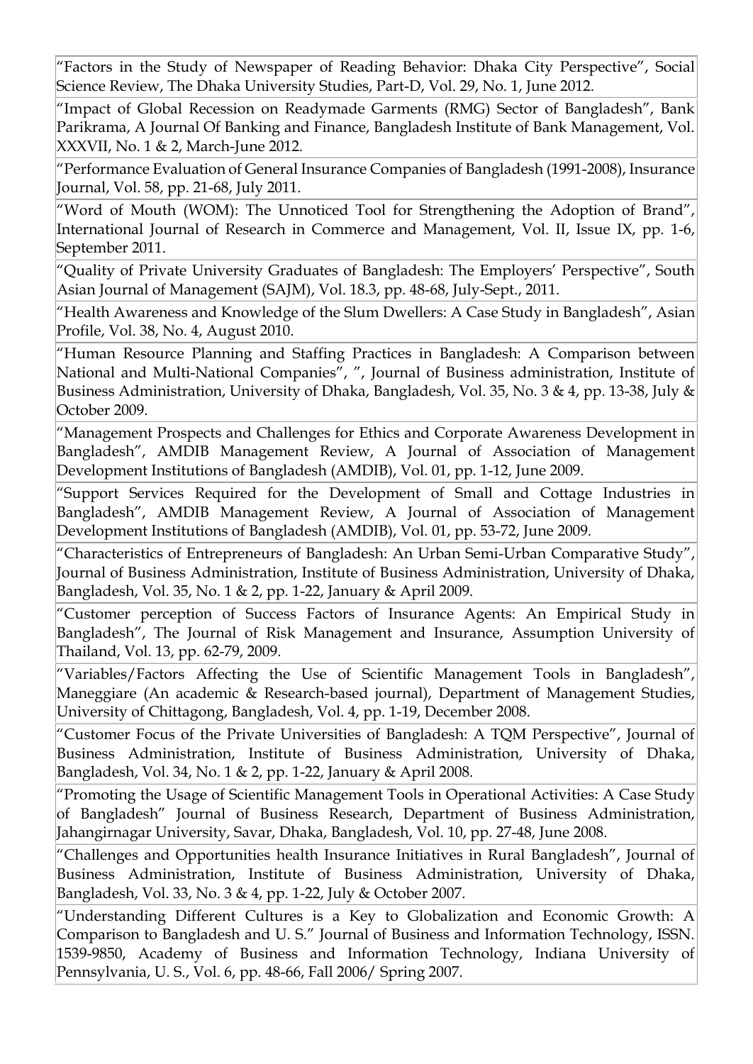| “Factors in the Study of Newspaper of Reading Behavior: Dhaka City Perspective”, Social Science Review, The Dhaka University Studies, Part-D, Vol. 29, No. 1, June 2012. |
|---|
| “Impact of Global Recession on Readymade Garments (RMG) Sector of Bangladesh”, Bank Parikrama, A Journal Of Banking and Finance, Bangladesh Institute of Bank Management, Vol. XXXVII, No. 1 & 2, March-June 2012. |
| “Performance Evaluation of General Insurance Companies of Bangladesh (1991-2008), Insurance Journal, Vol. 58, pp. 21-68, July 2011. |
| “Word of Mouth (WOM): The Unnoticed Tool for Strengthening the Adoption of Brand”, International Journal of Research in Commerce and Management, Vol. II, Issue IX, pp. 1-6, September 2011. |
| “Quality of Private University Graduates of Bangladesh: The Employers’ Perspective”, South Asian Journal of Management (SAJM), Vol. 18.3, pp. 48-68, July-Sept., 2011. |
| “Health Awareness and Knowledge of the Slum Dwellers: A Case Study in Bangladesh”, Asian Profile, Vol. 38, No. 4, August 2010. |
| “Human Resource Planning and Staffing Practices in Bangladesh: A Comparison between National and Multi-National Companies”, ”, Journal of Business administration, Institute of Business Administration, University of Dhaka, Bangladesh, Vol. 35, No. 3 & 4, pp. 13-38, July & October 2009. |
| “Management Prospects and Challenges for Ethics and Corporate Awareness Development in Bangladesh”, AMDIB Management Review, A Journal of Association of Management Development Institutions of Bangladesh (AMDIB), Vol. 01, pp. 1-12, June 2009. |
| “Support Services Required for the Development of Small and Cottage Industries in Bangladesh”, AMDIB Management Review, A Journal of Association of Management Development Institutions of Bangladesh (AMDIB), Vol. 01, pp. 53-72, June 2009. |
| “Characteristics of Entrepreneurs of Bangladesh: An Urban Semi-Urban Comparative Study”, Journal of Business Administration, Institute of Business Administration, University of Dhaka, Bangladesh, Vol. 35, No. 1 & 2, pp. 1-22, January & April 2009. |
| “Customer perception of Success Factors of Insurance Agents: An Empirical Study in Bangladesh”, The Journal of Risk Management and Insurance, Assumption University of Thailand, Vol. 13, pp. 62-79, 2009. |
| “Variables/Factors Affecting the Use of Scientific Management Tools in Bangladesh”, Maneggiare (An academic & Research-based journal), Department of Management Studies, University of Chittagong, Bangladesh, Vol. 4, pp. 1-19, December 2008. |
| “Customer Focus of the Private Universities of Bangladesh: A TQM Perspective”, Journal of Business Administration, Institute of Business Administration, University of Dhaka, Bangladesh, Vol. 34, No. 1 & 2, pp. 1-22, January & April 2008. |
| “Promoting the Usage of Scientific Management Tools in Operational Activities: A Case Study of Bangladesh” Journal of Business Research, Department of Business Administration, Jahangirnagar University, Savar, Dhaka, Bangladesh, Vol. 10, pp. 27-48, June 2008. |
| “Challenges and Opportunities health Insurance Initiatives in Rural Bangladesh”, Journal of Business Administration, Institute of Business Administration, University of Dhaka, Bangladesh, Vol. 33, No. 3 & 4, pp. 1-22, July & October 2007. |
| “Understanding Different Cultures is a Key to Globalization and Economic Growth: A Comparison to Bangladesh and U. S.” Journal of Business and Information Technology, ISSN. 1539-9850, Academy of Business and Information Technology, Indiana University of Pennsylvania, U. S., Vol. 6, pp. 48-66, Fall 2006/ Spring 2007. |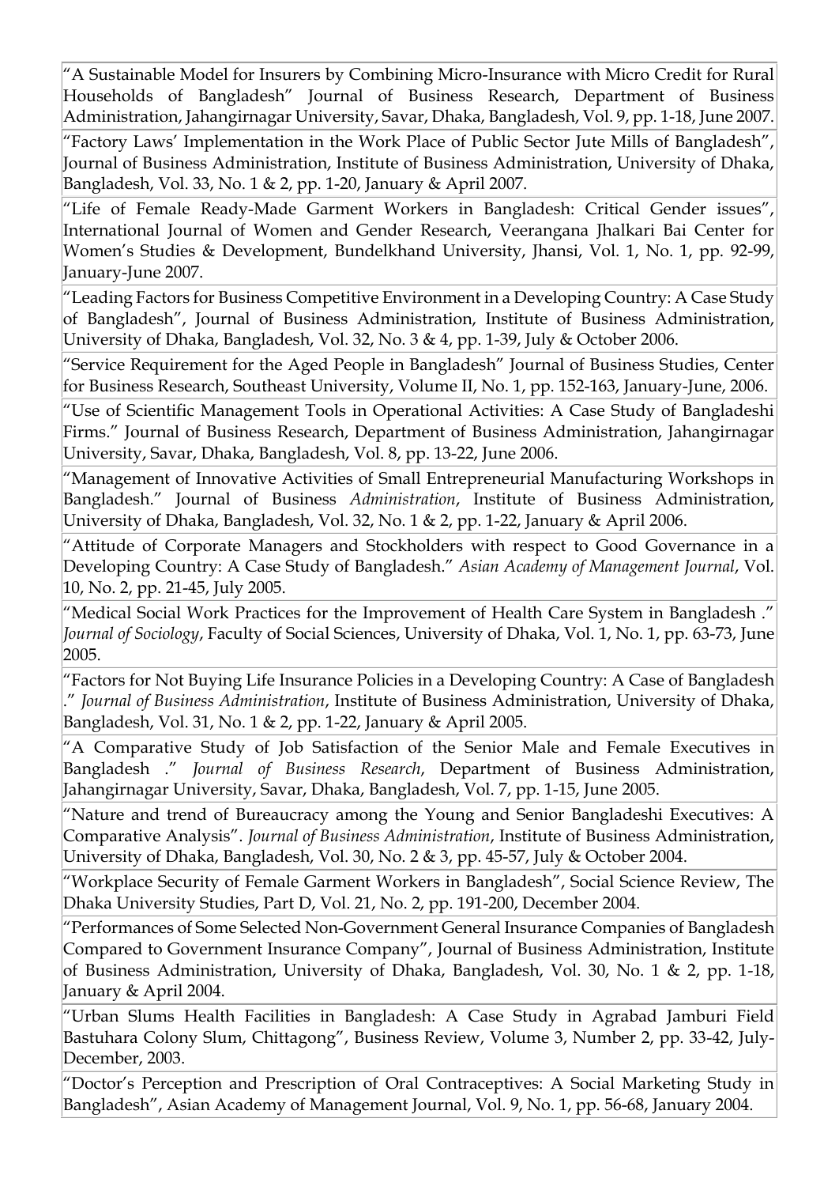| |
|---|
| "A Sustainable Model for Insurers by Combining Micro-Insurance with Micro Credit for Rural Households of Bangladesh" Journal of Business Research, Department of Business Administration, Jahangirnagar University, Savar, Dhaka, Bangladesh, Vol. 9, pp. 1-18, June 2007. |
| "Factory Laws' Implementation in the Work Place of Public Sector Jute Mills of Bangladesh", Journal of Business Administration, Institute of Business Administration, University of Dhaka, Bangladesh, Vol. 33, No. 1 & 2, pp. 1-20, January & April 2007. |
| "Life of Female Ready-Made Garment Workers in Bangladesh: Critical Gender issues", International Journal of Women and Gender Research, Veerangana Jhalkari Bai Center for Women's Studies & Development, Bundelkhand University, Jhansi, Vol. 1, No. 1, pp. 92-99, January-June 2007. |
| "Leading Factors for Business Competitive Environment in a Developing Country: A Case Study of Bangladesh", Journal of Business Administration, Institute of Business Administration, University of Dhaka, Bangladesh, Vol. 32, No. 3 & 4, pp. 1-39, July & October 2006. |
| "Service Requirement for the Aged People in Bangladesh" Journal of Business Studies, Center for Business Research, Southeast University, Volume II, No. 1, pp. 152-163, January-June, 2006. |
| "Use of Scientific Management Tools in Operational Activities: A Case Study of Bangladeshi Firms." Journal of Business Research, Department of Business Administration, Jahangirnagar University, Savar, Dhaka, Bangladesh, Vol. 8, pp. 13-22, June 2006. |
| "Management of Innovative Activities of Small Entrepreneurial Manufacturing Workshops in Bangladesh." Journal of Business *Administration*, Institute of Business Administration, University of Dhaka, Bangladesh, Vol. 32, No. 1 & 2, pp. 1-22, January & April 2006. |
| "Attitude of Corporate Managers and Stockholders with respect to Good Governance in a Developing Country: A Case Study of Bangladesh." *Asian Academy of Management Journal*, Vol. 10, No. 2, pp. 21-45, July 2005. |
| "Medical Social Work Practices for the Improvement of Health Care System in Bangladesh ." *Journal of Sociology*, Faculty of Social Sciences, University of Dhaka, Vol. 1, No. 1, pp. 63-73, June 2005. |
| "Factors for Not Buying Life Insurance Policies in a Developing Country: A Case of Bangladesh ." *Journal of Business Administration*, Institute of Business Administration, University of Dhaka, Bangladesh, Vol. 31, No. 1 & 2, pp. 1-22, January & April 2005. |
| "A Comparative Study of Job Satisfaction of the Senior Male and Female Executives in Bangladesh ." *Journal of Business Research*, Department of Business Administration, Jahangirnagar University, Savar, Dhaka, Bangladesh, Vol. 7, pp. 1-15, June 2005. |
| "Nature and trend of Bureaucracy among the Young and Senior Bangladeshi Executives: A Comparative Analysis". *Journal of Business Administration*, Institute of Business Administration, University of Dhaka, Bangladesh, Vol. 30, No. 2 & 3, pp. 45-57, July & October 2004. |
| "Workplace Security of Female Garment Workers in Bangladesh", Social Science Review, The Dhaka University Studies, Part D, Vol. 21, No. 2, pp. 191-200, December 2004. |
| "Performances of Some Selected Non-Government General Insurance Companies of Bangladesh Compared to Government Insurance Company", Journal of Business Administration, Institute of Business Administration, University of Dhaka, Bangladesh, Vol. 30, No. 1 & 2, pp. 1-18, January & April 2004. |
| "Urban Slums Health Facilities in Bangladesh: A Case Study in Agrabad Jamburi Field Bastuhara Colony Slum, Chittagong", Business Review, Volume 3, Number 2, pp. 33-42, July-December, 2003. |
| "Doctor's Perception and Prescription of Oral Contraceptives: A Social Marketing Study in Bangladesh", Asian Academy of Management Journal, Vol. 9, No. 1, pp. 56-68, January 2004. |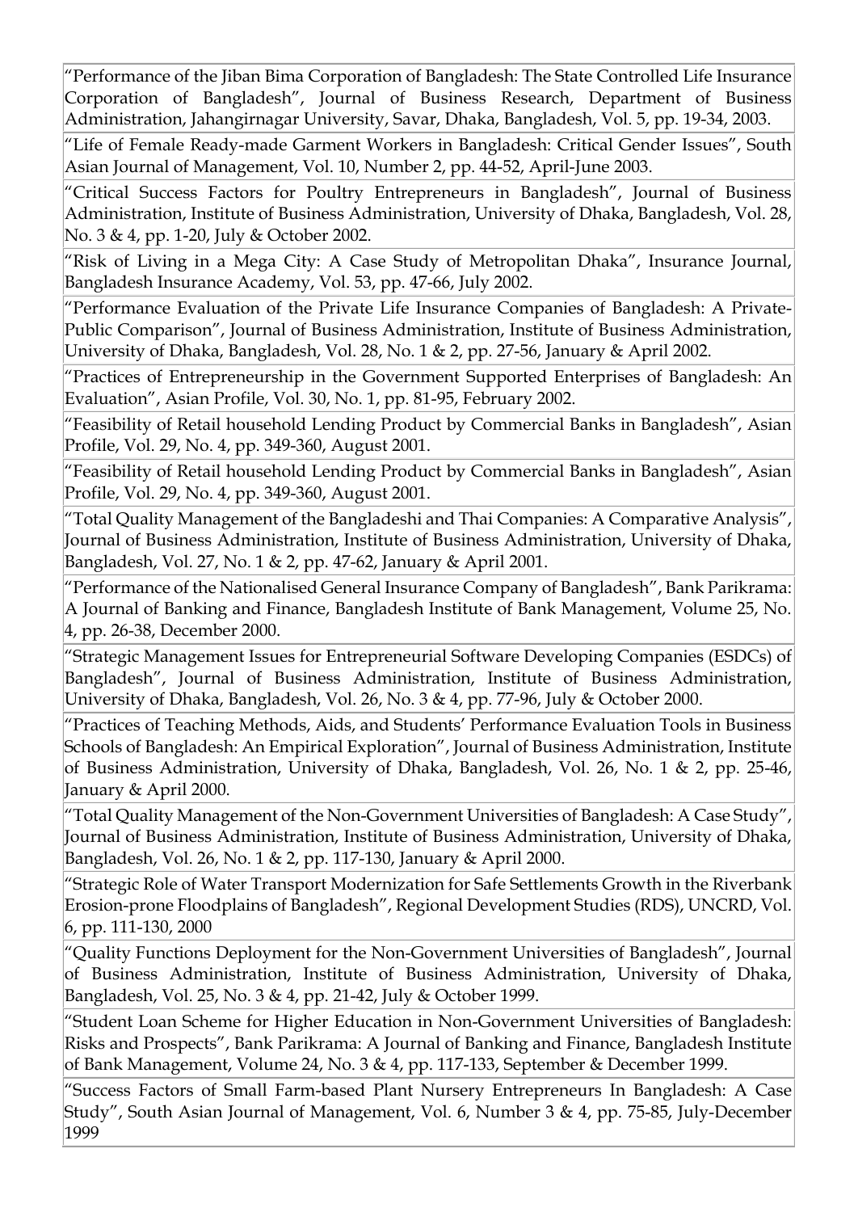| |
|---|
| "Performance of the Jiban Bima Corporation of Bangladesh: The State Controlled Life Insurance Corporation of Bangladesh", Journal of Business Research, Department of Business Administration, Jahangirnagar University, Savar, Dhaka, Bangladesh, Vol. 5, pp. 19-34, 2003. |
| "Life of Female Ready-made Garment Workers in Bangladesh: Critical Gender Issues", South Asian Journal of Management, Vol. 10, Number 2, pp. 44-52, April-June 2003. |
| "Critical Success Factors for Poultry Entrepreneurs in Bangladesh", Journal of Business Administration, Institute of Business Administration, University of Dhaka, Bangladesh, Vol. 28, No. 3 & 4, pp. 1-20, July & October 2002. |
| "Risk of Living in a Mega City: A Case Study of Metropolitan Dhaka", Insurance Journal, Bangladesh Insurance Academy, Vol. 53, pp. 47-66, July 2002. |
| "Performance Evaluation of the Private Life Insurance Companies of Bangladesh: A Private-Public Comparison", Journal of Business Administration, Institute of Business Administration, University of Dhaka, Bangladesh, Vol. 28, No. 1 & 2, pp. 27-56, January & April 2002. |
| "Practices of Entrepreneurship in the Government Supported Enterprises of Bangladesh: An Evaluation", Asian Profile, Vol. 30, No. 1, pp. 81-95, February 2002. |
| "Feasibility of Retail household Lending Product by Commercial Banks in Bangladesh", Asian Profile, Vol. 29, No. 4, pp. 349-360, August 2001. |
| "Feasibility of Retail household Lending Product by Commercial Banks in Bangladesh", Asian Profile, Vol. 29, No. 4, pp. 349-360, August 2001. |
| "Total Quality Management of the Bangladeshi and Thai Companies: A Comparative Analysis", Journal of Business Administration, Institute of Business Administration, University of Dhaka, Bangladesh, Vol. 27, No. 1 & 2, pp. 47-62, January & April 2001. |
| "Performance of the Nationalised General Insurance Company of Bangladesh", Bank Parikrama: A Journal of Banking and Finance, Bangladesh Institute of Bank Management, Volume 25, No. 4, pp. 26-38, December 2000. |
| "Strategic Management Issues for Entrepreneurial Software Developing Companies (ESDCs) of Bangladesh", Journal of Business Administration, Institute of Business Administration, University of Dhaka, Bangladesh, Vol. 26, No. 3 & 4, pp. 77-96, July & October 2000. |
| "Practices of Teaching Methods, Aids, and Students' Performance Evaluation Tools in Business Schools of Bangladesh: An Empirical Exploration", Journal of Business Administration, Institute of Business Administration, University of Dhaka, Bangladesh, Vol. 26, No. 1 & 2, pp. 25-46, January & April 2000. |
| "Total Quality Management of the Non-Government Universities of Bangladesh: A Case Study", Journal of Business Administration, Institute of Business Administration, University of Dhaka, Bangladesh, Vol. 26, No. 1 & 2, pp. 117-130, January & April 2000. |
| "Strategic Role of Water Transport Modernization for Safe Settlements Growth in the Riverbank Erosion-prone Floodplains of Bangladesh", Regional Development Studies (RDS), UNCRD, Vol. 6, pp. 111-130, 2000 |
| "Quality Functions Deployment for the Non-Government Universities of Bangladesh", Journal of Business Administration, Institute of Business Administration, University of Dhaka, Bangladesh, Vol. 25, No. 3 & 4, pp. 21-42, July & October 1999. |
| "Student Loan Scheme for Higher Education in Non-Government Universities of Bangladesh: Risks and Prospects", Bank Parikrama: A Journal of Banking and Finance, Bangladesh Institute of Bank Management, Volume 24, No. 3 & 4, pp. 117-133, September & December 1999. |
| "Success Factors of Small Farm-based Plant Nursery Entrepreneurs In Bangladesh: A Case Study", South Asian Journal of Management, Vol. 6, Number 3 & 4, pp. 75-85, July-December 1999 |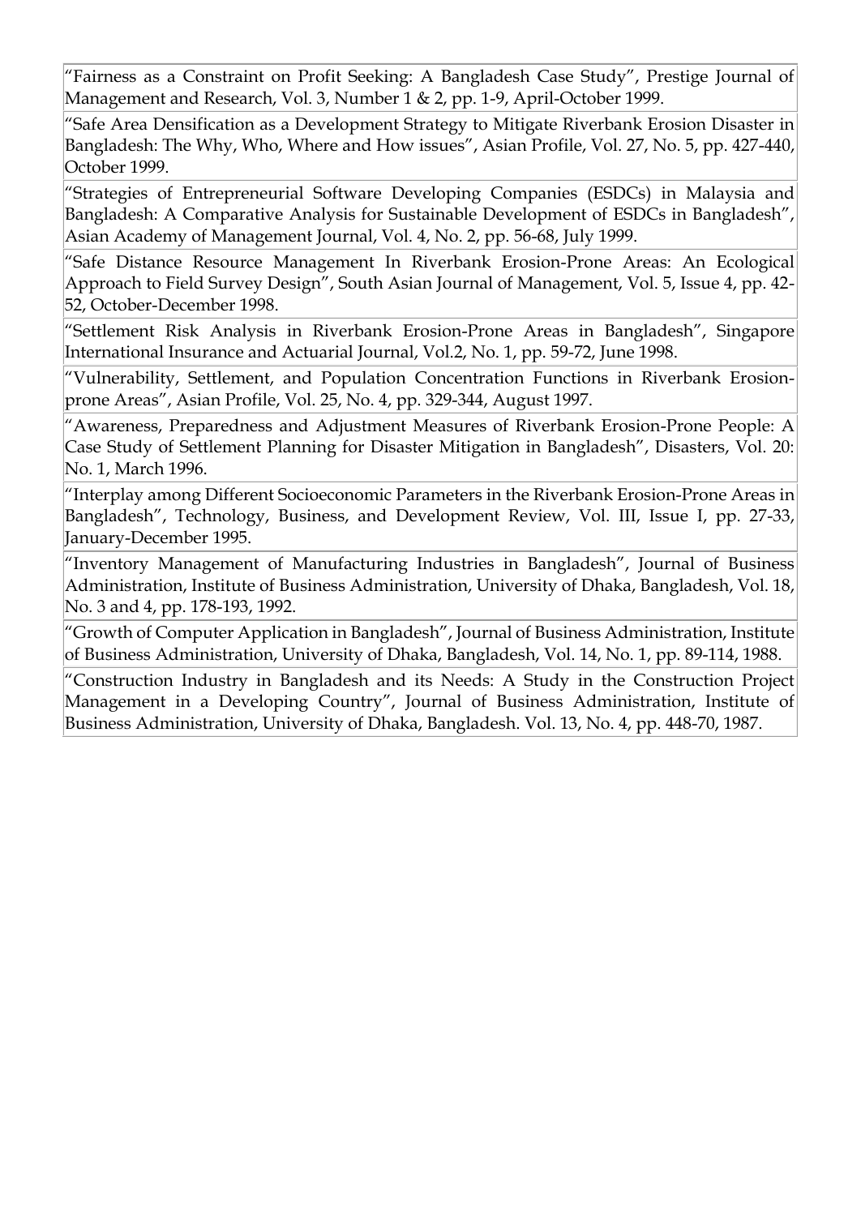| |
|---|
| “Fairness as a Constraint on Profit Seeking: A Bangladesh Case Study”, Prestige Journal of Management and Research, Vol. 3, Number 1 & 2, pp. 1-9, April-October 1999. |
| “Safe Area Densification as a Development Strategy to Mitigate Riverbank Erosion Disaster in Bangladesh: The Why, Who, Where and How issues”, Asian Profile, Vol. 27, No. 5, pp. 427-440, October 1999. |
| “Strategies of Entrepreneurial Software Developing Companies (ESDCs) in Malaysia and Bangladesh: A Comparative Analysis for Sustainable Development of ESDCs in Bangladesh”, Asian Academy of Management Journal, Vol. 4, No. 2, pp. 56-68, July 1999. |
| “Safe Distance Resource Management In Riverbank Erosion-Prone Areas: An Ecological Approach to Field Survey Design”, South Asian Journal of Management, Vol. 5, Issue 4, pp. 42-52, October-December 1998. |
| “Settlement Risk Analysis in Riverbank Erosion-Prone Areas in Bangladesh”, Singapore International Insurance and Actuarial Journal, Vol.2, No. 1, pp. 59-72, June 1998. |
| “Vulnerability, Settlement, and Population Concentration Functions in Riverbank Erosion-prone Areas”, Asian Profile, Vol. 25, No. 4, pp. 329-344, August 1997. |
| “Awareness, Preparedness and Adjustment Measures of Riverbank Erosion-Prone People: A Case Study of Settlement Planning for Disaster Mitigation in Bangladesh”, Disasters, Vol. 20: No. 1, March 1996. |
| “Interplay among Different Socioeconomic Parameters in the Riverbank Erosion-Prone Areas in Bangladesh”, Technology, Business, and Development Review, Vol. III, Issue I, pp. 27-33, January-December 1995. |
| “Inventory Management of Manufacturing Industries in Bangladesh”, Journal of Business Administration, Institute of Business Administration, University of Dhaka, Bangladesh, Vol. 18, No. 3 and 4, pp. 178-193, 1992. |
| “Growth of Computer Application in Bangladesh”, Journal of Business Administration, Institute of Business Administration, University of Dhaka, Bangladesh, Vol. 14, No. 1, pp. 89-114, 1988. |
| “Construction Industry in Bangladesh and its Needs: A Study in the Construction Project Management in a Developing Country”, Journal of Business Administration, Institute of Business Administration, University of Dhaka, Bangladesh. Vol. 13, No. 4, pp. 448-70, 1987. |